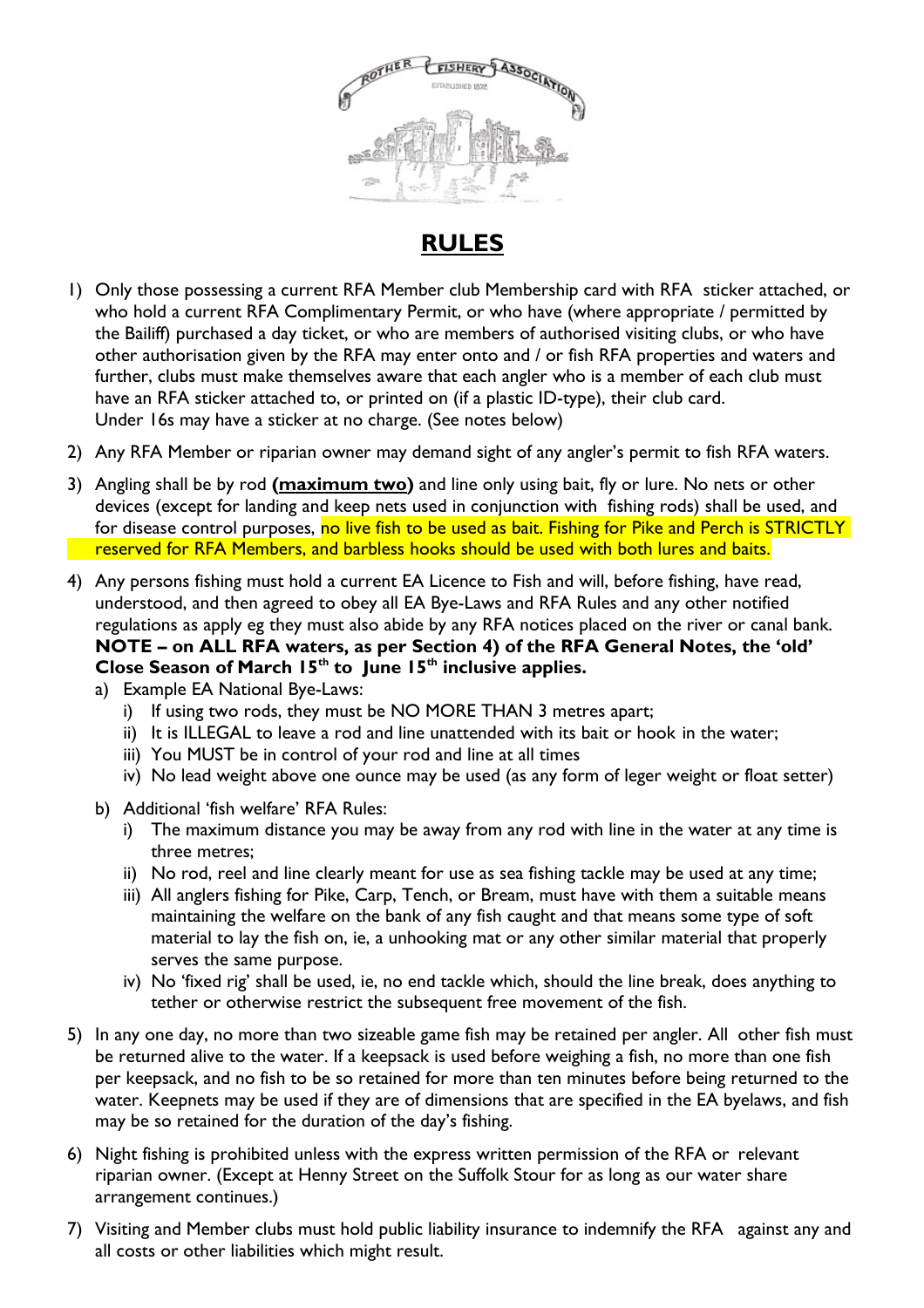# RULES

1) Only those possessing a current RFA Member club Membership card with RFA sticker attached, or who hold a current RFA Complimentary Permit, or who have (where appropriate / permitted by the Bailiff) purchased a day ticket, or who are members of authorised visiting clubs, or who have other authorisation given by the RFA may enter onto and / or fish RFA properties and waters and further, clubs must make themselves aware that each angler who is a member of each club must have an RFA sticker attached to, or printed on (if a plastic ID-type), their club card. Under 16s may have a sticker at no charge. (See notes below)

2) Any RFA Member or riparian owner may demand sight of any angler's permit to fish RFA waters.

3) Angling shall be by rod **(maximum two)** and line only using bait, fly or lure. No nets or other devices (except for landing and keep nets used in conjunction with fishing rods) shall be used, and for disease control purposes, no live fish to be used as bait. Fishing for Pike and Perch is STRICTLY reserved for RFA Members, and barbless hooks should be used with both lures and baits.

4) Any persons fishing must hold a current EA Licence to Fish and will, before fishing, have read, understood, and then agreed to obey all EA Bye-Laws and RFA Rules and any other notified regulations as apply eg they must also abide by any RFA notices placed on the river or canal bank. **NOTE – on ALL RFA waters, as per Section 4) of the RFA General Notes, the 'old' Close Season of March 15th to June 15th inclusive applies.**
   a) Example EA National Bye-Laws:
      i) If using two rods, they must be NO MORE THAN 3 metres apart;
      ii) It is ILLEGAL to leave a rod and line unattended with its bait or hook in the water;
      iii) You MUST be in control of your rod and line at all times
      iv) No lead weight above one ounce may be used (as any form of leger weight or float setter)
   b) Additional 'fish welfare' RFA Rules:
      i) The maximum distance you may be away from any rod with line in the water at any time is three metres;
      ii) No rod, reel and line clearly meant for use as sea fishing tackle may be used at any time;
      iii) All anglers fishing for Pike, Carp, Tench, or Bream, must have with them a suitable means maintaining the welfare on the bank of any fish caught and that means some type of soft material to lay the fish on, ie, a unhooking mat or any other similar material that properly serves the same purpose.
      iv) No 'fixed rig' shall be used, ie, no end tackle which, should the line break, does anything to tether or otherwise restrict the subsequent free movement of the fish.

5) In any one day, no more than two sizeable game fish may be retained per angler. All other fish must be returned alive to the water. If a keepsack is used before weighing a fish, no more than one fish per keepsack, and no fish to be so retained for more than ten minutes before being returned to the water. Keepnets may be used if they are of dimensions that are specified in the EA byelaws, and fish may be so retained for the duration of the day's fishing.

6) Night fishing is prohibited unless with the express written permission of the RFA or relevant riparian owner. (Except at Henny Street on the Suffolk Stour for as long as our water share arrangement continues.)

7) Visiting and Member clubs must hold public liability insurance to indemnify the RFA against any and all costs or other liabilities which might result.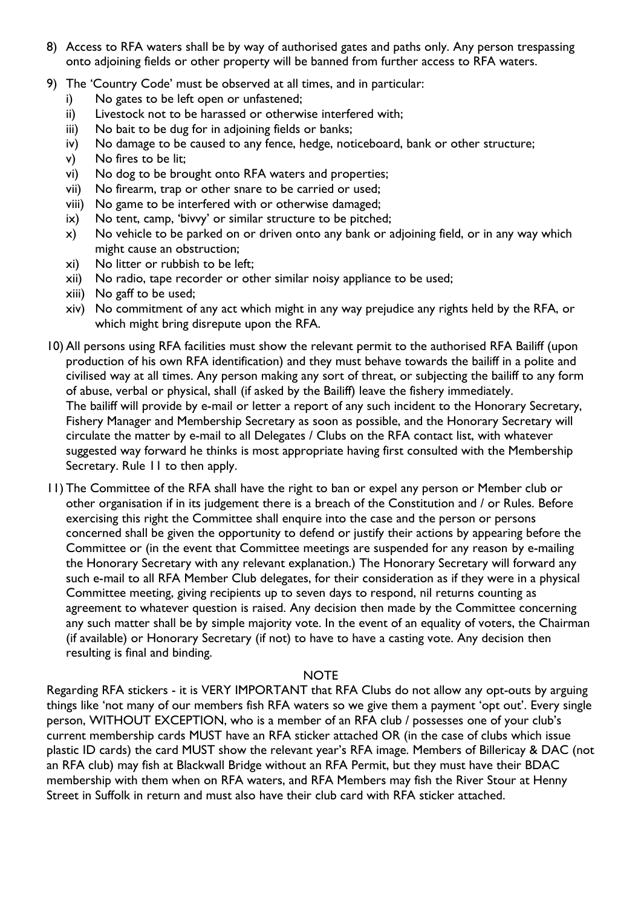8) Access to RFA waters shall be by way of authorised gates and paths only. Any person trespassing onto adjoining fields or other property will be banned from further access to RFA waters.

9) The 'Country Code' must be observed at all times, and in particular:
   i) No gates to be left open or unfastened;
   ii) Livestock not to be harassed or otherwise interfered with;
   iii) No bait to be dug for in adjoining fields or banks;
   iv) No damage to be caused to any fence, hedge, noticeboard, bank or other structure;
   v) No fires to be lit;
   vi) No dog to be brought onto RFA waters and properties;
   vii) No firearm, trap or other snare to be carried or used;
   viii) No game to be interfered with or otherwise damaged;
   ix) No tent, camp, 'bivvy' or similar structure to be pitched;
   x) No vehicle to be parked on or driven onto any bank or adjoining field, or in any way which might cause an obstruction;
   xi) No litter or rubbish to be left;
   xii) No radio, tape recorder or other similar noisy appliance to be used;
   xiii) No gaff to be used;
   xiv) No commitment of any act which might in any way prejudice any rights held by the RFA, or which might bring disrepute upon the RFA.

10) All persons using RFA facilities must show the relevant permit to the authorised RFA Bailiff (upon production of his own RFA identification) and they must behave towards the bailiff in a polite and civilised way at all times. Any person making any sort of threat, or subjecting the bailiff to any form of abuse, verbal or physical, shall (if asked by the Bailiff) leave the fishery immediately.
The bailiff will provide by e-mail or letter a report of any such incident to the Honorary Secretary, Fishery Manager and Membership Secretary as soon as possible, and the Honorary Secretary will circulate the matter by e-mail to all Delegates / Clubs on the RFA contact list, with whatever suggested way forward he thinks is most appropriate having first consulted with the Membership Secretary. Rule 11 to then apply.

11) The Committee of the RFA shall have the right to ban or expel any person or Member club or other organisation if in its judgement there is a breach of the Constitution and / or Rules. Before exercising this right the Committee shall enquire into the case and the person or persons concerned shall be given the opportunity to defend or justify their actions by appearing before the Committee or (in the event that Committee meetings are suspended for any reason by e-mailing the Honorary Secretary with any relevant explanation.) The Honorary Secretary will forward any such e-mail to all RFA Member Club delegates, for their consideration as if they were in a physical Committee meeting, giving recipients up to seven days to respond, nil returns counting as agreement to whatever question is raised. Any decision then made by the Committee concerning any such matter shall be by simple majority vote. In the event of an equality of voters, the Chairman (if available) or Honorary Secretary (if not) to have to have a casting vote. Any decision then resulting is final and binding.

## NOTE

Regarding RFA stickers - it is VERY IMPORTANT that RFA Clubs do not allow any opt-outs by arguing things like 'not many of our members fish RFA waters so we give them a payment 'opt out'. Every single person, WITHOUT EXCEPTION, who is a member of an RFA club / possesses one of your club's current membership cards MUST have an RFA sticker attached OR (in the case of clubs which issue plastic ID cards) the card MUST show the relevant year's RFA image. Members of Billericay & DAC (not an RFA club) may fish at Blackwall Bridge without an RFA Permit, but they must have their BDAC membership with them when on RFA waters, and RFA Members may fish the River Stour at Henny Street in Suffolk in return and must also have their club card with RFA sticker attached.